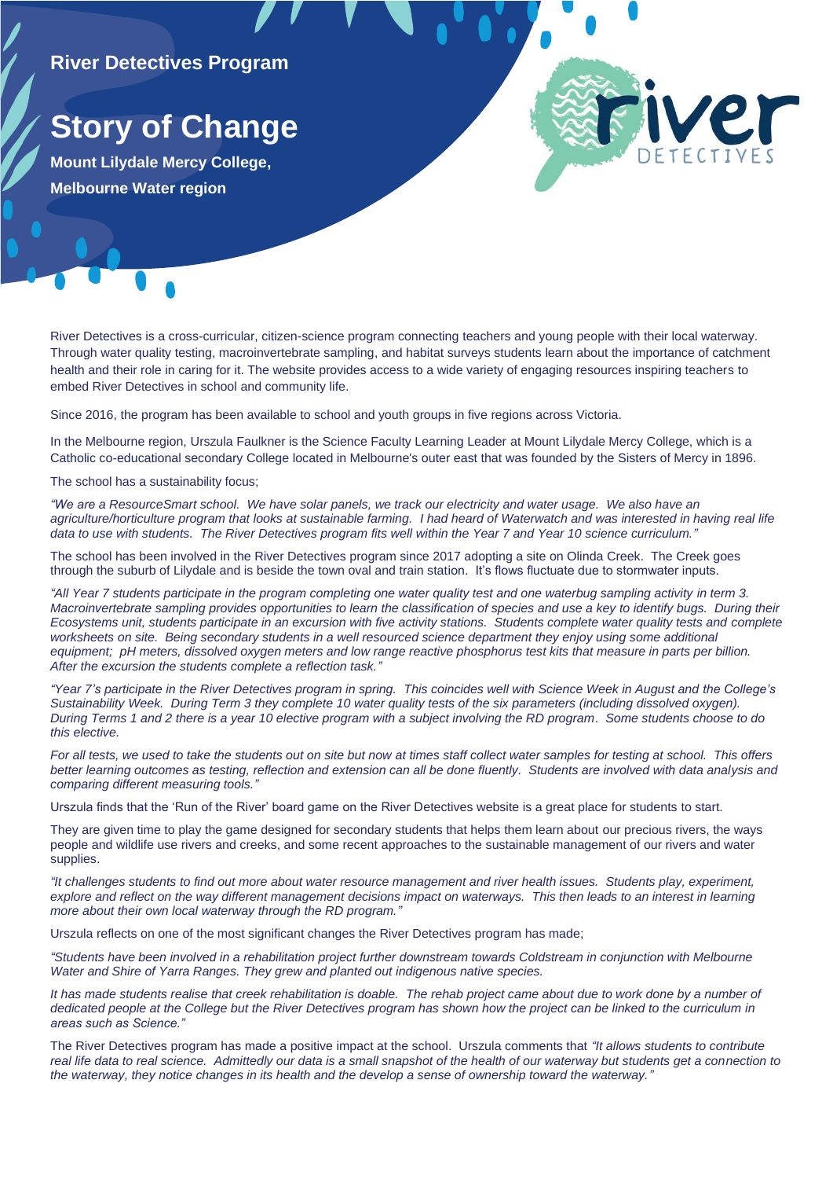**River Detectives Program**

# Story of Change

**Mount Lilydale Mercy College,**

**Melbourne Water region**

River Detectives is a cross-curricular, citizen-science program connecting teachers and young people with their local waterway. Through water quality testing, macroinvertebrate sampling, and habitat surveys students learn about the importance of catchment health and their role in caring for it. The website provides access to a wide variety of engaging resources inspiring teachers to embed River Detectives in school and community life.

Since 2016, the program has been available to school and youth groups in five regions across Victoria.

In the Melbourne region, Urszula Faulkner is the Science Faculty Learning Leader at Mount Lilydale Mercy College, which is a Catholic co-educational secondary College located in Melbourne's outer east that was founded by the Sisters of Mercy in 1896.

The school has a sustainability focus;

*"We are a ResourceSmart school. We have solar panels, we track our electricity and water usage. We also have an agriculture/horticulture program that looks at sustainable farming. I had heard of Waterwatch and was interested in having real life data to use with students. The River Detectives program fits well within the Year 7 and Year 10 science curriculum."*

The school has been involved in the River Detectives program since 2017 adopting a site on Olinda Creek. The Creek goes through the suburb of Lilydale and is beside the town oval and train station. It's flows fluctuate due to stormwater inputs.

*"All Year 7 students participate in the program completing one water quality test and one waterbug sampling activity in term 3. Macroinvertebrate sampling provides opportunities to learn the classification of species and use a key to identify bugs. During their Ecosystems unit, students participate in an excursion with five activity stations. Students complete water quality tests and complete worksheets on site. Being secondary students in a well resourced science department they enjoy using some additional equipment; pH meters, dissolved oxygen meters and low range reactive phosphorus test kits that measure in parts per billion. After the excursion the students complete a reflection task."*

*"Year 7's participate in the River Detectives program in spring. This coincides well with Science Week in August and the College's Sustainability Week. During Term 3 they complete 10 water quality tests of the six parameters (including dissolved oxygen). During Terms 1 and 2 there is a year 10 elective program with a subject involving the RD program. Some students choose to do this elective.*

*For all tests, we used to take the students out on site but now at times staff collect water samples for testing at school. This offers better learning outcomes as testing, reflection and extension can all be done fluently. Students are involved with data analysis and comparing different measuring tools."*

Urszula finds that the 'Run of the River' board game on the River Detectives website is a great place for students to start.

They are given time to play the game designed for secondary students that helps them learn about our precious rivers, the ways people and wildlife use rivers and creeks, and some recent approaches to the sustainable management of our rivers and water supplies.

*"It challenges students to find out more about water resource management and river health issues. Students play, experiment, explore and reflect on the way different management decisions impact on waterways. This then leads to an interest in learning more about their own local waterway through the RD program."*

Urszula reflects on one of the most significant changes the River Detectives program has made;

*"Students have been involved in a rehabilitation project further downstream towards Coldstream in conjunction with Melbourne Water and Shire of Yarra Ranges. They grew and planted out indigenous native species.*

*It has made students realise that creek rehabilitation is doable. The rehab project came about due to work done by a number of dedicated people at the College but the River Detectives program has shown how the project can be linked to the curriculum in areas such as Science."*

The River Detectives program has made a positive impact at the school. Urszula comments that *"It allows students to contribute real life data to real science. Admittedly our data is a small snapshot of the health of our waterway but students get a connection to the waterway, they notice changes in its health and the develop a sense of ownership toward the waterway."*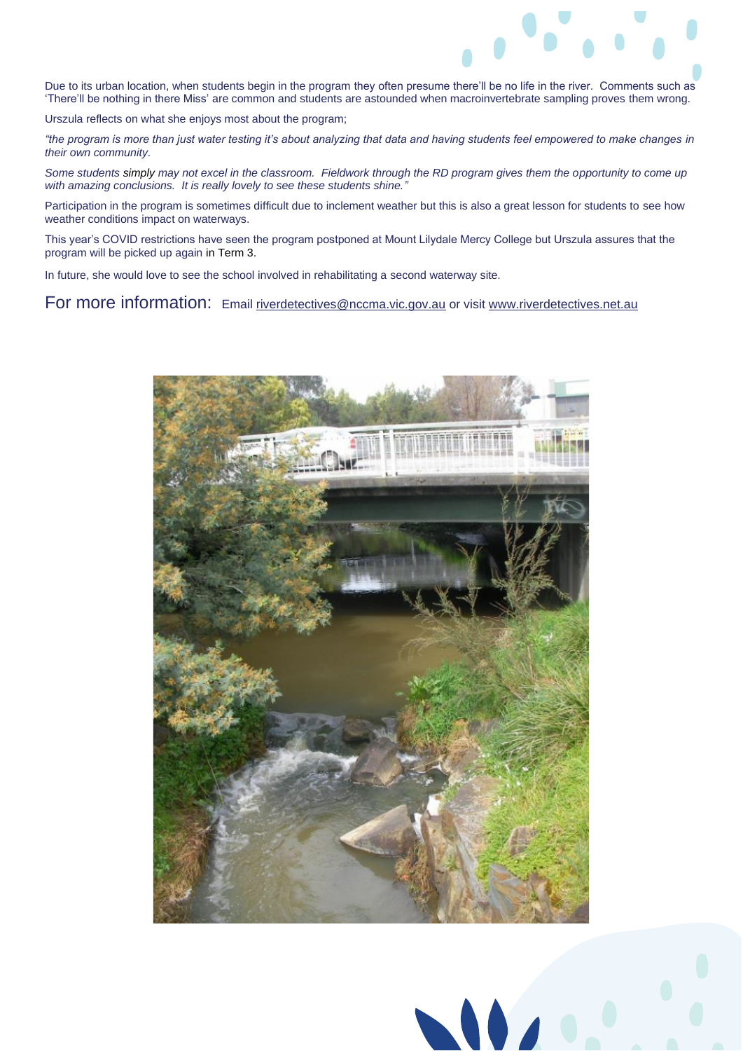Due to its urban location, when students begin in the program they often presume there'll be no life in the river. Comments such as 'There'll be nothing in there Miss' are common and students are astounded when macroinvertebrate sampling proves them wrong.

Urszula reflects on what she enjoys most about the program;

*"the program is more than just water testing it's about analyzing that data and having students feel empowered to make changes in their own community.*

*Some students* simply *may not excel in the classroom. Fieldwork through the RD program gives them the opportunity to come up with amazing conclusions. It is really lovely to see these students shine."*

Participation in the program is sometimes difficult due to inclement weather but this is also a great lesson for students to see how weather conditions impact on waterways.

This year's COVID restrictions have seen the program postponed at Mount Lilydale Mercy College but Urszula assures that the program will be picked up again in Term 3.

In future, she would love to see the school involved in rehabilitating a second waterway site.

For more information: Email riverdetectives@nccma.vic.gov.au or visit www.riverdetectives.net.au